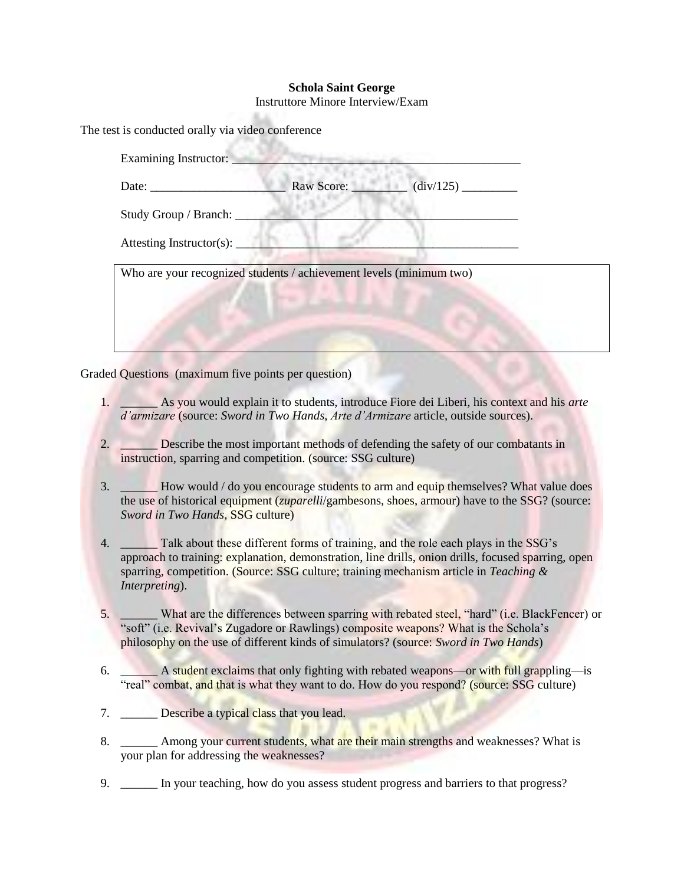**Schola Saint George**

Instruttore Minore Interview/Exam

The test is conducted orally via video conference

Examining Instructor: ______________________________________________

Date: _____________________ Raw Score: ________ (div/125) _________

Study Group / Branch: ______________________________________________

Attesting Instructor(s): ______________________________________________

| Who are your recognized students / achievement levels (minimum two) |
|---|
| |

Graded Questions (maximum five points per question)

1. ______ As you would explain it to students, introduce Fiore dei Liberi, his context and his *arte d'armizare* (source: *Sword in Two Hands, Arte d'Armizare* article, outside sources).

2. ______ Describe the most important methods of defending the safety of our combatants in instruction, sparring and competition. (source: SSG culture)

3. ______ How would / do you encourage students to arm and equip themselves? What value does the use of historical equipment (*zuparelli*/gambesons, shoes, armour) have to the SSG? (source: *Sword in Two Hands*, SSG culture)

4. ______ Talk about these different forms of training, and the role each plays in the SSG's approach to training: explanation, demonstration, line drills, onion drills, focused sparring, open sparring, competition. (Source: SSG culture; training mechanism article in *Teaching & Interpreting*).

5. ______ What are the differences between sparring with rebated steel, "hard" (i.e. BlackFencer) or "soft" (i.e. Revival's Zugadore or Rawlings) composite weapons? What is the Schola's philosophy on the use of different kinds of simulators? (source: *Sword in Two Hands*)

6. ______ A student exclaims that only fighting with rebated weapons—or with full grappling—is "real" combat, and that is what they want to do. How do you respond? (source: SSG culture)

7. ______ Describe a typical class that you lead.

8. ______ Among your current students, what are their main strengths and weaknesses? What is your plan for addressing the weaknesses?

9. ______ In your teaching, how do you assess student progress and barriers to that progress?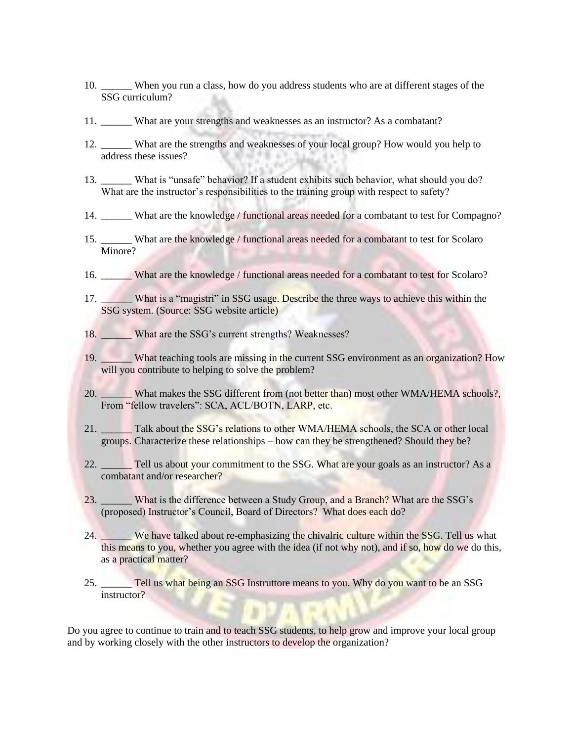10. ______ When you run a class, how do you address students who are at different stages of the SSG curriculum?

11. ______ What are your strengths and weaknesses as an instructor? As a combatant?

12. ______ What are the strengths and weaknesses of your local group? How would you help to address these issues?

13. ______ What is "unsafe" behavior? If a student exhibits such behavior, what should you do? What are the instructor's responsibilities to the training group with respect to safety?

14. ______ What are the knowledge / functional areas needed for a combatant to test for Compagno?

15. ______ What are the knowledge / functional areas needed for a combatant to test for Scolaro Minore?

16. ______ What are the knowledge / functional areas needed for a combatant to test for Scolaro?

17. ______ What is a "magistri" in SSG usage. Describe the three ways to achieve this within the SSG system. (Source: SSG website article)

18. ______ What are the SSG's current strengths? Weaknesses?

19. ______ What teaching tools are missing in the current SSG environment as an organization? How will you contribute to helping to solve the problem?

20. ______ What makes the SSG different from (not better than) most other WMA/HEMA schools?, From "fellow travelers": SCA, ACL/BOTN, LARP, etc.

21. ______ Talk about the SSG's relations to other WMA/HEMA schools, the SCA or other local groups. Characterize these relationships – how can they be strengthened? Should they be?

22. ______ Tell us about your commitment to the SSG. What are your goals as an instructor? As a combatant and/or researcher?

23. ______ What is the difference between a Study Group, and a Branch? What are the SSG's (proposed) Instructor's Council, Board of Directors? What does each do?

24. ______ We have talked about re-emphasizing the chivalric culture within the SSG. Tell us what this means to you, whether you agree with the idea (if not why not), and if so, how do we do this, as a practical matter?

25. ______ Tell us what being an SSG Instruttore means to you. Why do you want to be an SSG instructor?

Do you agree to continue to train and to teach SSG students, to help grow and improve your local group and by working closely with the other instructors to develop the organization?